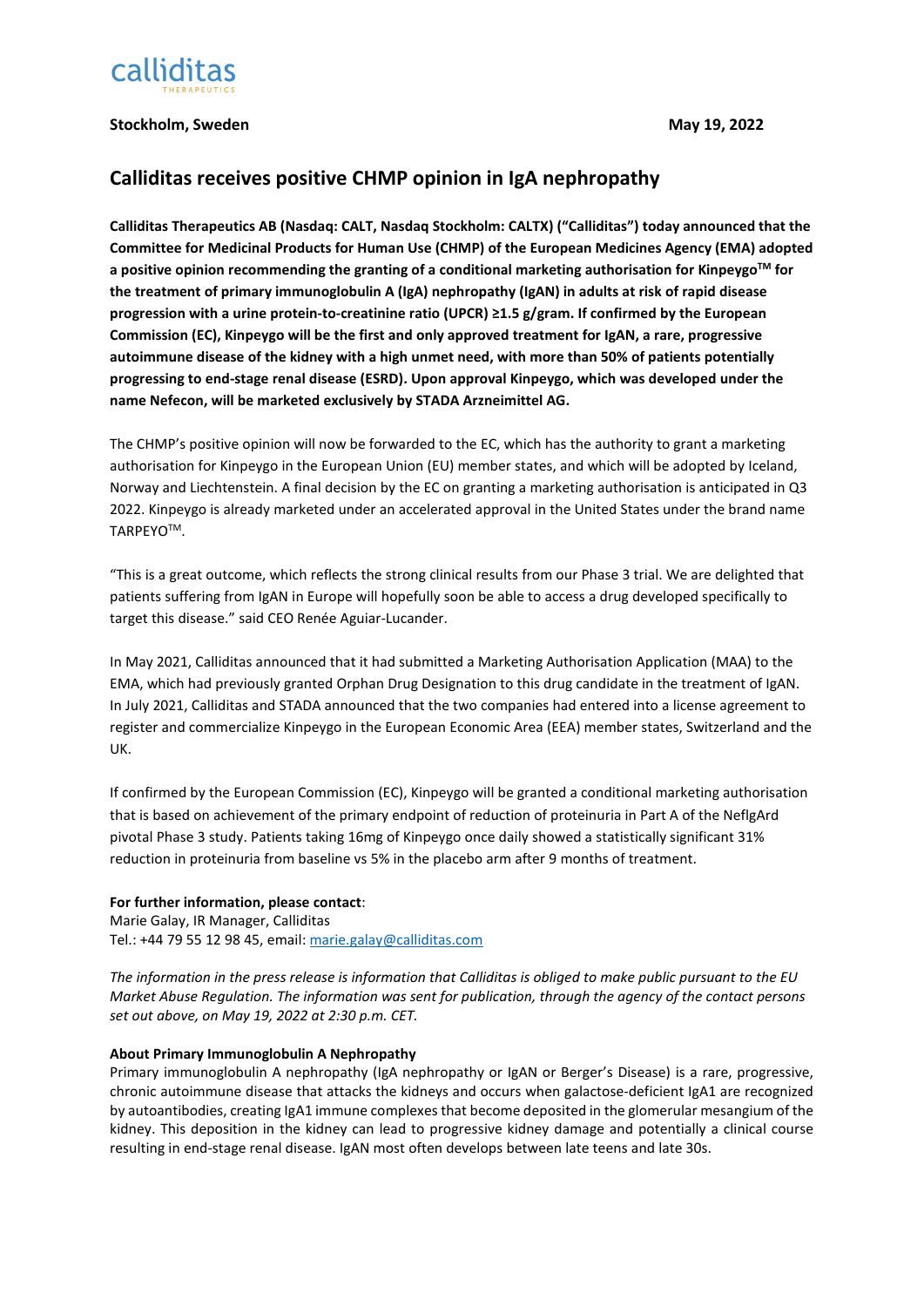calliditas
THERAPEUTICS

**Stockholm, Sweden** **May 19, 2022**

# Calliditas receives positive CHMP opinion in IgA nephropathy

**Calliditas Therapeutics AB (Nasdaq: CALT, Nasdaq Stockholm: CALTX) ("Calliditas") today announced that the Committee for Medicinal Products for Human Use (CHMP) of the European Medicines Agency (EMA) adopted a positive opinion recommending the granting of a conditional marketing authorisation for Kinpeygo™ for the treatment of primary immunoglobulin A (IgA) nephropathy (IgAN) in adults at risk of rapid disease progression with a urine protein-to-creatinine ratio (UPCR) ≥1.5 g/gram. If confirmed by the European Commission (EC), Kinpeygo will be the first and only approved treatment for IgAN, a rare, progressive autoimmune disease of the kidney with a high unmet need, with more than 50% of patients potentially progressing to end-stage renal disease (ESRD). Upon approval Kinpeygo, which was developed under the name Nefecon, will be marketed exclusively by STADA Arzneimittel AG.**

The CHMP's positive opinion will now be forwarded to the EC, which has the authority to grant a marketing authorisation for Kinpeygo in the European Union (EU) member states, and which will be adopted by Iceland, Norway and Liechtenstein. A final decision by the EC on granting a marketing authorisation is anticipated in Q3 2022. Kinpeygo is already marketed under an accelerated approval in the United States under the brand name TARPEYO™.

"This is a great outcome, which reflects the strong clinical results from our Phase 3 trial. We are delighted that patients suffering from IgAN in Europe will hopefully soon be able to access a drug developed specifically to target this disease." said CEO Renée Aguiar-Lucander.

In May 2021, Calliditas announced that it had submitted a Marketing Authorisation Application (MAA) to the EMA, which had previously granted Orphan Drug Designation to this drug candidate in the treatment of IgAN. In July 2021, Calliditas and STADA announced that the two companies had entered into a license agreement to register and commercialize Kinpeygo in the European Economic Area (EEA) member states, Switzerland and the UK.

If confirmed by the European Commission (EC), Kinpeygo will be granted a conditional marketing authorisation that is based on achievement of the primary endpoint of reduction of proteinuria in Part A of the NefIgArd pivotal Phase 3 study. Patients taking 16mg of Kinpeygo once daily showed a statistically significant 31% reduction in proteinuria from baseline vs 5% in the placebo arm after 9 months of treatment.

**For further information, please contact**:
Marie Galay, IR Manager, Calliditas
Tel.: +44 79 55 12 98 45, email: marie.galay@calliditas.com

*The information in the press release is information that Calliditas is obliged to make public pursuant to the EU Market Abuse Regulation. The information was sent for publication, through the agency of the contact persons set out above, on May 19, 2022 at 2:30 p.m. CET.*

**About Primary Immunoglobulin A Nephropathy**

Primary immunoglobulin A nephropathy (IgA nephropathy or IgAN or Berger's Disease) is a rare, progressive, chronic autoimmune disease that attacks the kidneys and occurs when galactose-deficient IgA1 are recognized by autoantibodies, creating IgA1 immune complexes that become deposited in the glomerular mesangium of the kidney. This deposition in the kidney can lead to progressive kidney damage and potentially a clinical course resulting in end-stage renal disease. IgAN most often develops between late teens and late 30s.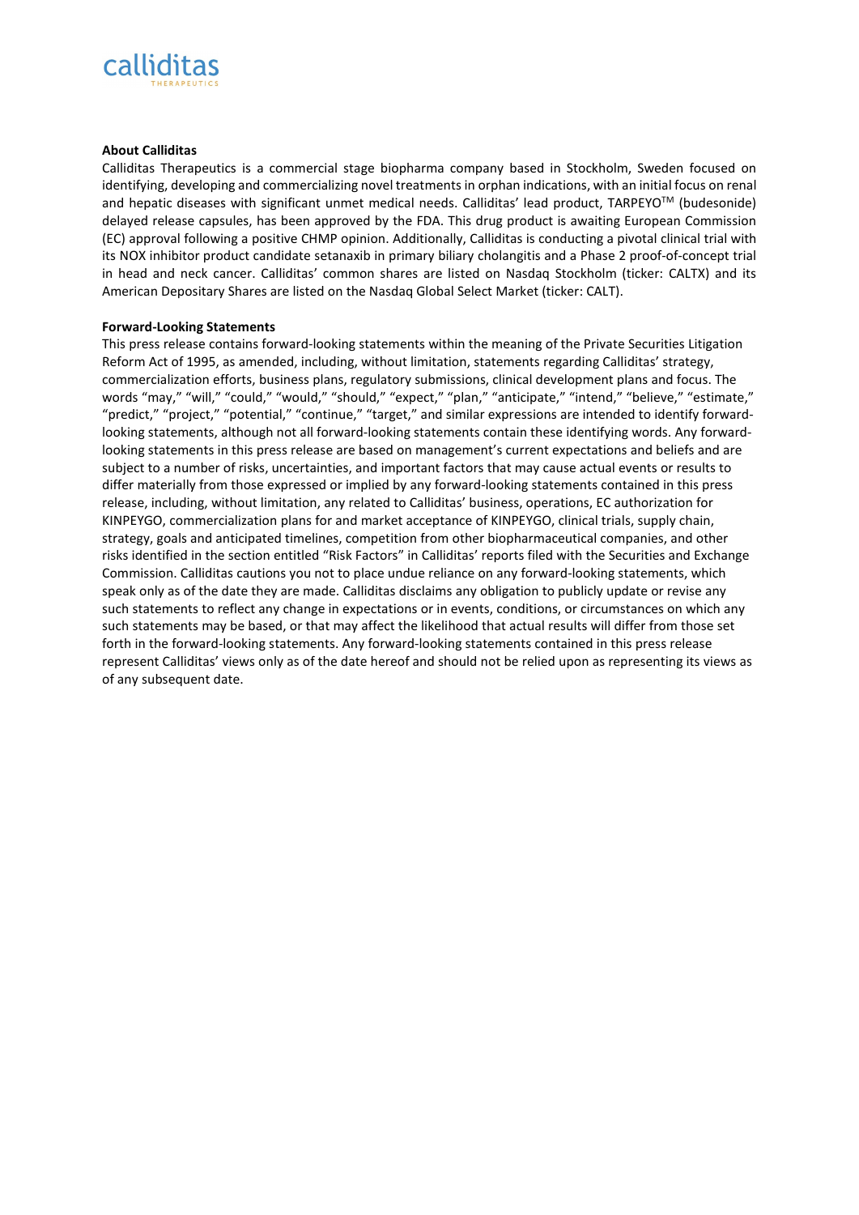**About Calliditas**

Calliditas Therapeutics is a commercial stage biopharma company based in Stockholm, Sweden focused on identifying, developing and commercializing novel treatments in orphan indications, with an initial focus on renal and hepatic diseases with significant unmet medical needs. Calliditas' lead product, TARPEYO™ (budesonide) delayed release capsules, has been approved by the FDA. This drug product is awaiting European Commission (EC) approval following a positive CHMP opinion. Additionally, Calliditas is conducting a pivotal clinical trial with its NOX inhibitor product candidate setanaxib in primary biliary cholangitis and a Phase 2 proof-of-concept trial in head and neck cancer. Calliditas' common shares are listed on Nasdaq Stockholm (ticker: CALTX) and its American Depositary Shares are listed on the Nasdaq Global Select Market (ticker: CALT).

**Forward-Looking Statements**

This press release contains forward-looking statements within the meaning of the Private Securities Litigation Reform Act of 1995, as amended, including, without limitation, statements regarding Calliditas' strategy, commercialization efforts, business plans, regulatory submissions, clinical development plans and focus. The words "may," "will," "could," "would," "should," "expect," "plan," "anticipate," "intend," "believe," "estimate," "predict," "project," "potential," "continue," "target," and similar expressions are intended to identify forward-looking statements, although not all forward-looking statements contain these identifying words. Any forward-looking statements in this press release are based on management's current expectations and beliefs and are subject to a number of risks, uncertainties, and important factors that may cause actual events or results to differ materially from those expressed or implied by any forward-looking statements contained in this press release, including, without limitation, any related to Calliditas' business, operations, EC authorization for KINPEYGO, commercialization plans for and market acceptance of KINPEYGO, clinical trials, supply chain, strategy, goals and anticipated timelines, competition from other biopharmaceutical companies, and other risks identified in the section entitled "Risk Factors" in Calliditas' reports filed with the Securities and Exchange Commission. Calliditas cautions you not to place undue reliance on any forward-looking statements, which speak only as of the date they are made. Calliditas disclaims any obligation to publicly update or revise any such statements to reflect any change in expectations or in events, conditions, or circumstances on which any such statements may be based, or that may affect the likelihood that actual results will differ from those set forth in the forward-looking statements. Any forward-looking statements contained in this press release represent Calliditas' views only as of the date hereof and should not be relied upon as representing its views as of any subsequent date.